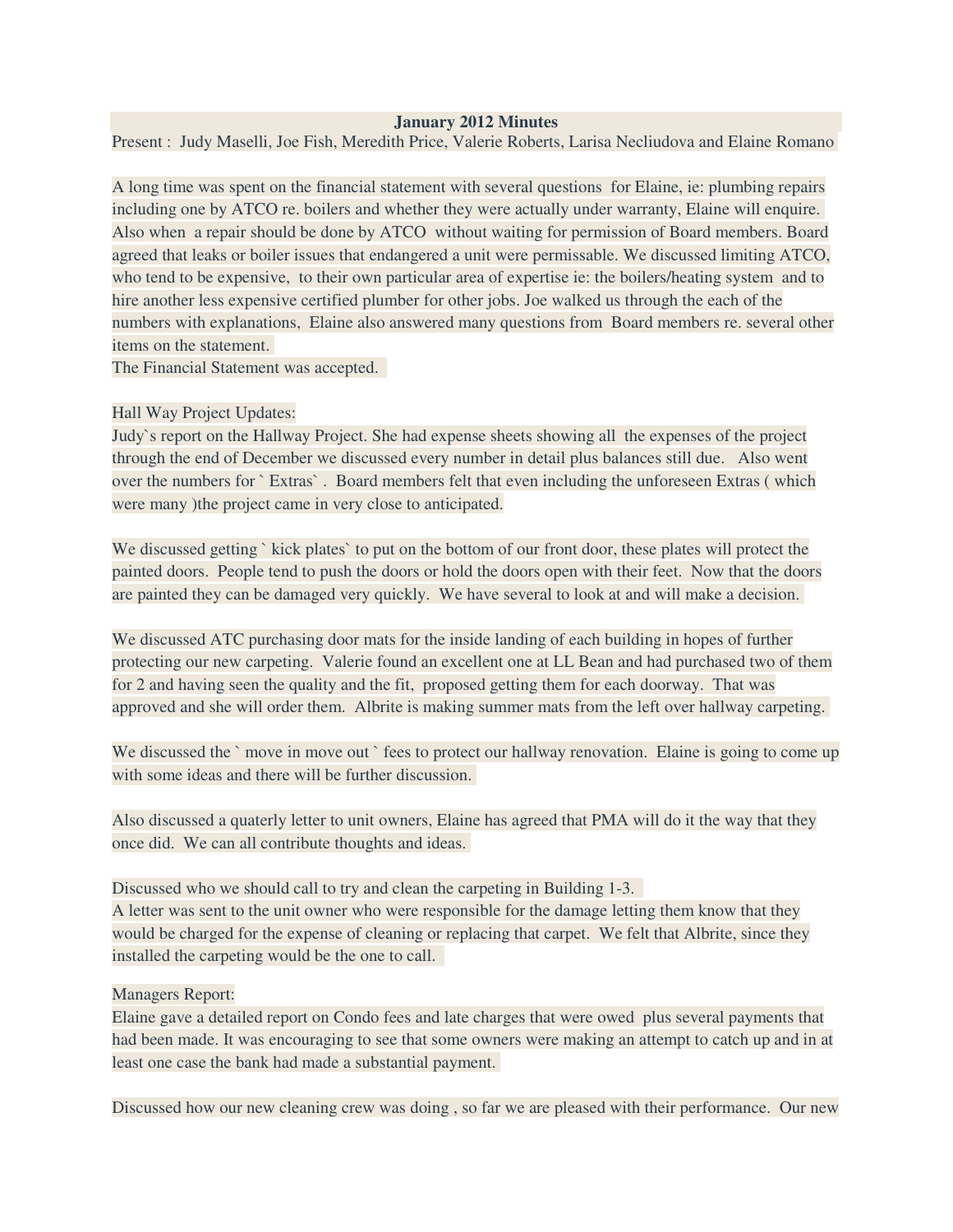# January 2012 Minutes

Present : Judy Maselli, Joe Fish, Meredith Price, Valerie Roberts, Larisa Necliudova and Elaine Romano

A long time was spent on the financial statement with several questions for Elaine, ie: plumbing repairs including one by ATCO re. boilers and whether they were actually under warranty, Elaine will enquire. Also when a repair should be done by ATCO without waiting for permission of Board members. Board agreed that leaks or boiler issues that endangered a unit were permissable. We discussed limiting ATCO, who tend to be expensive, to their own particular area of expertise ie: the boilers/heating system and to hire another less expensive certified plumber for other jobs. Joe walked us through the each of the numbers with explanations, Elaine also answered many questions from Board members re. several other items on the statement.
The Financial Statement was accepted.

Hall Way Project Updates:
Judy`s report on the Hallway Project. She had expense sheets showing all the expenses of the project through the end of December we discussed every number in detail plus balances still due. Also went over the numbers for ` Extras` . Board members felt that even including the unforeseen Extras ( which were many )the project came in very close to anticipated.

We discussed getting ` kick plates` to put on the bottom of our front door, these plates will protect the painted doors. People tend to push the doors or hold the doors open with their feet. Now that the doors are painted they can be damaged very quickly. We have several to look at and will make a decision.

We discussed ATC purchasing door mats for the inside landing of each building in hopes of further protecting our new carpeting. Valerie found an excellent one at LL Bean and had purchased two of them for 2 and having seen the quality and the fit, proposed getting them for each doorway. That was approved and she will order them. Albrite is making summer mats from the left over hallway carpeting.

We discussed the ` move in move out ` fees to protect our hallway renovation. Elaine is going to come up with some ideas and there will be further discussion.

Also discussed a quaterly letter to unit owners, Elaine has agreed that PMA will do it the way that they once did. We can all contribute thoughts and ideas.

Discussed who we should call to try and clean the carpeting in Building 1-3.
A letter was sent to the unit owner who were responsible for the damage letting them know that they would be charged for the expense of cleaning or replacing that carpet. We felt that Albrite, since they installed the carpeting would be the one to call.

Managers Report:
Elaine gave a detailed report on Condo fees and late charges that were owed plus several payments that had been made. It was encouraging to see that some owners were making an attempt to catch up and in at least one case the bank had made a substantial payment.

Discussed how our new cleaning crew was doing , so far we are pleased with their performance. Our new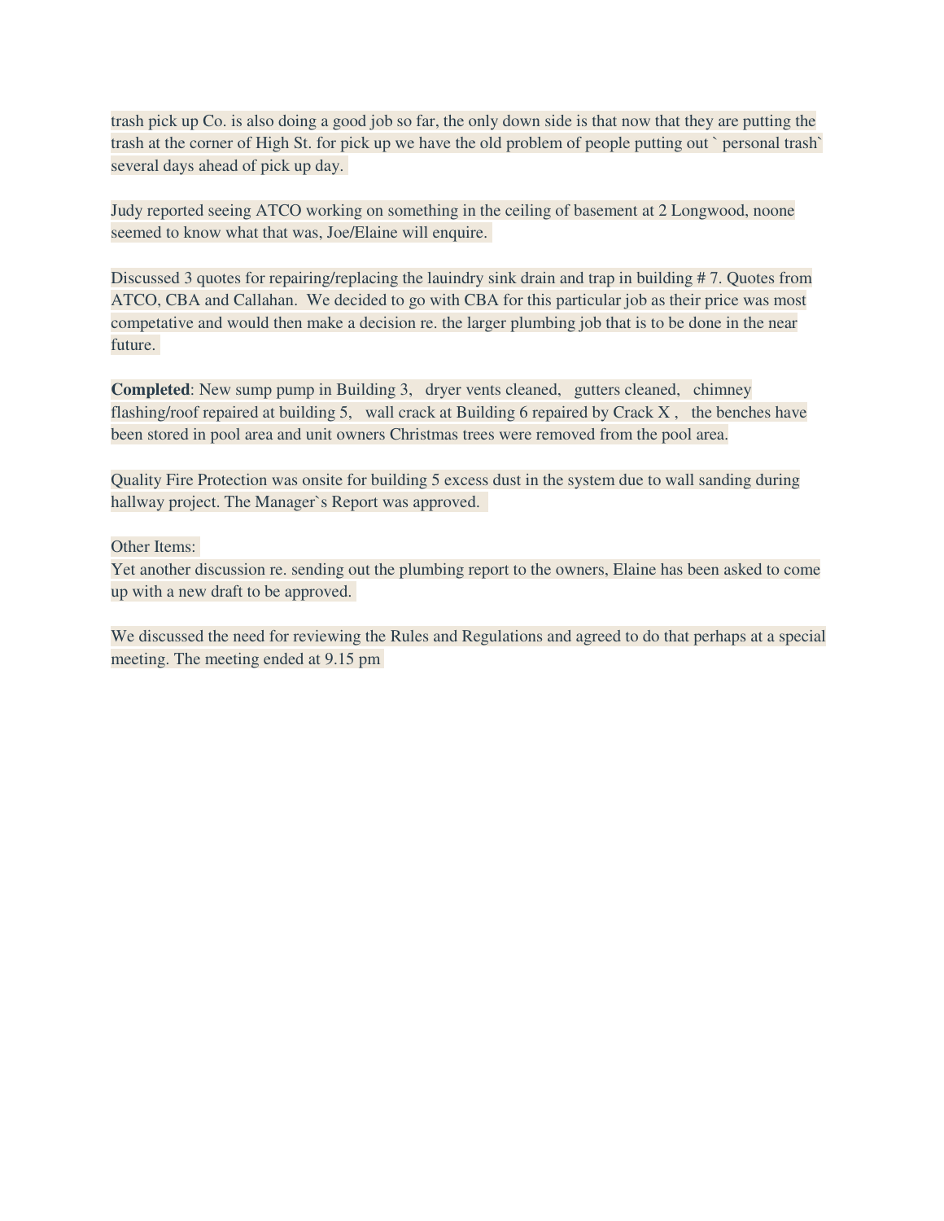trash pick up Co. is also doing a good job so far, the only down side is that now that they are putting the trash at the corner of High St. for pick up we have the old problem of people putting out ` personal trash` several days ahead of pick up day.

Judy reported seeing ATCO working on something in the ceiling of basement at 2 Longwood, noone seemed to know what that was, Joe/Elaine will enquire.

Discussed 3 quotes for repairing/replacing the lauindry sink drain and trap in building # 7. Quotes from ATCO, CBA and Callahan. We decided to go with CBA for this particular job as their price was most competative and would then make a decision re. the larger plumbing job that is to be done in the near future.

**Completed**: New sump pump in Building 3, dryer vents cleaned, gutters cleaned, chimney flashing/roof repaired at building 5, wall crack at Building 6 repaired by Crack X , the benches have been stored in pool area and unit owners Christmas trees were removed from the pool area.

Quality Fire Protection was onsite for building 5 excess dust in the system due to wall sanding during hallway project. The Manager`s Report was approved.

Other Items:
Yet another discussion re. sending out the plumbing report to the owners, Elaine has been asked to come up with a new draft to be approved.

We discussed the need for reviewing the Rules and Regulations and agreed to do that perhaps at a special meeting. The meeting ended at 9.15 pm